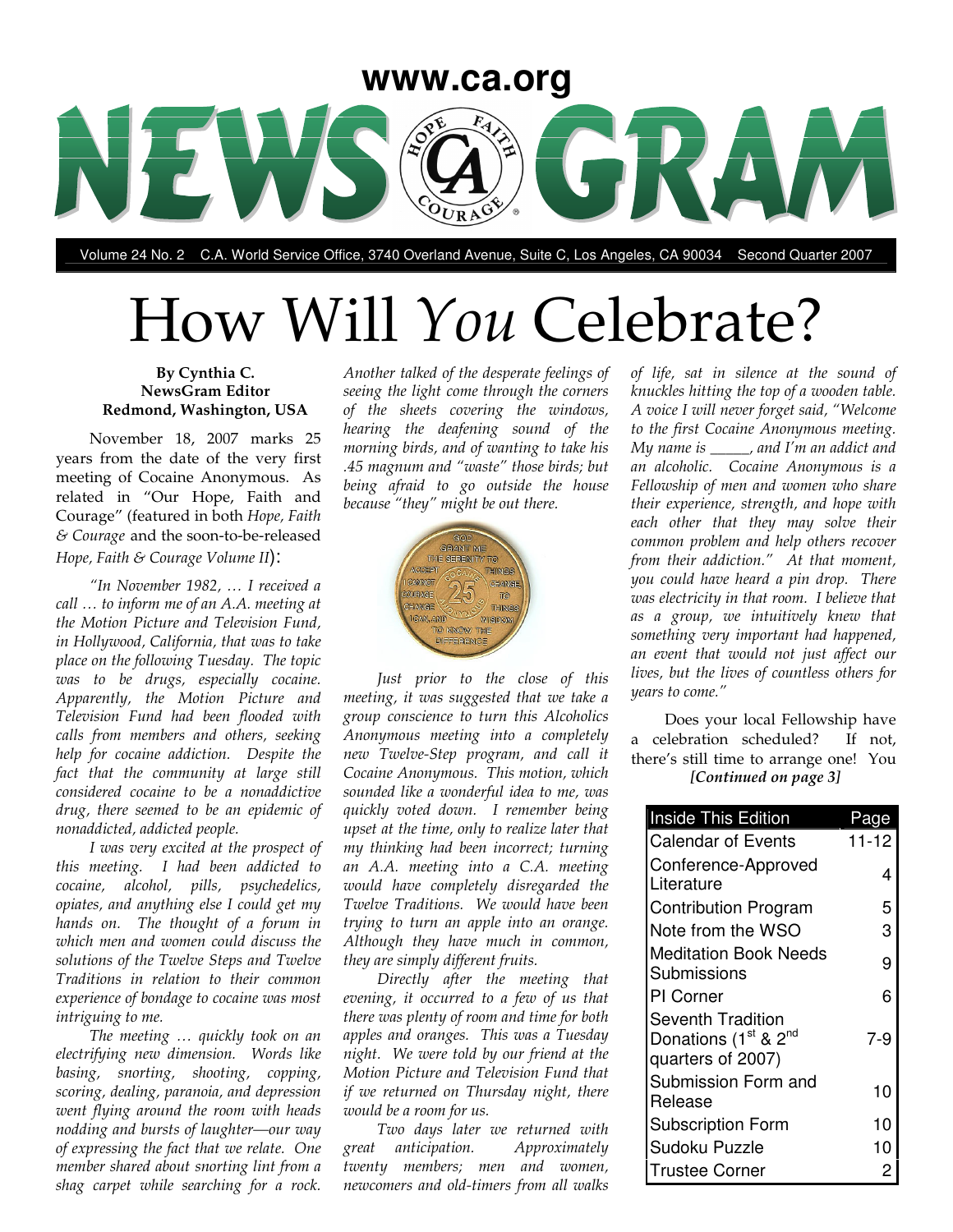www.ca.org

# NEWSGRAM

Volume 24 No. 2 C.A. World Service Office, 3740 Overland Avenue, Suite C, Los Angeles, CA 90034 Second Quarter 2007

# How Will *You* Celebrate?

**By Cynthia C.**
**NewsGram Editor**
**Redmond, Washington, USA**

November 18, 2007 marks 25 years from the date of the very first meeting of Cocaine Anonymous. As related in "Our Hope, Faith and Courage" (featured in both *Hope, Faith & Courage* and the soon-to-be-released *Hope, Faith & Courage Volume II*):

*"In November 1982, … I received a call … to inform me of an A.A. meeting at the Motion Picture and Television Fund, in Hollywood, California, that was to take place on the following Tuesday. The topic was to be drugs, especially cocaine. Apparently, the Motion Picture and Television Fund had been flooded with calls from members and others, seeking help for cocaine addiction. Despite the fact that the community at large still considered cocaine to be a nonaddictive drug, there seemed to be an epidemic of nonaddicted, addicted people.*

*I was very excited at the prospect of this meeting. I had been addicted to cocaine, alcohol, pills, psychedelics, opiates, and anything else I could get my hands on. The thought of a forum in which men and women could discuss the solutions of the Twelve Steps and Twelve Traditions in relation to their common experience of bondage to cocaine was most intriguing to me.*

*The meeting … quickly took on an electrifying new dimension. Words like basing, snorting, shooting, copping, scoring, dealing, paranoia, and depression went flying around the room with heads nodding and bursts of laughter—our way of expressing the fact that we relate. One member shared about snorting lint from a shag carpet while searching for a rock. Another talked of the desperate feelings of seeing the light come through the corners of the sheets covering the windows, hearing the deafening sound of the morning birds, and of wanting to take his .45 magnum and "waste" those birds; but being afraid to go outside the house because "they" might be out there.*

*Just prior to the close of this meeting, it was suggested that we take a group conscience to turn this Alcoholics Anonymous meeting into a completely new Twelve-Step program, and call it Cocaine Anonymous. This motion, which sounded like a wonderful idea to me, was quickly voted down. I remember being upset at the time, only to realize later that my thinking had been incorrect; turning an A.A. meeting into a C.A. meeting would have completely disregarded the Twelve Traditions. We would have been trying to turn an apple into an orange. Although they have much in common, they are simply different fruits.*

*Directly after the meeting that evening, it occurred to a few of us that there was plenty of room and time for both apples and oranges. This was a Tuesday night. We were told by our friend at the Motion Picture and Television Fund that if we returned on Thursday night, there would be a room for us.*

*Two days later we returned with great anticipation. Approximately twenty members; men and women, newcomers and old-timers from all walks of life, sat in silence at the sound of knuckles hitting the top of a wooden table. A voice I will never forget said, "Welcome to the first Cocaine Anonymous meeting. My name is _____, and I'm an addict and an alcoholic. Cocaine Anonymous is a Fellowship of men and women who share their experience, strength, and hope with each other that they may solve their common problem and help others recover from their addiction." At that moment, you could have heard a pin drop. There was electricity in that room. I believe that as a group, we intuitively knew that something very important had happened, an event that would not just affect our lives, but the lives of countless others for years to come."*

Does your local Fellowship have a celebration scheduled? If not, there's still time to arrange one! You

***[Continued on page 3]***

| Inside This Edition | Page |
|---|---|
| Calendar of Events | 11-12 |
| Conference-Approved Literature | 4 |
| Contribution Program | 5 |
| Note from the WSO | 3 |
| Meditation Book Needs Submissions | 9 |
| PI Corner | 6 |
| Seventh Tradition Donations (1st & 2nd quarters of 2007) | 7-9 |
| Submission Form and Release | 10 |
| Subscription Form | 10 |
| Sudoku Puzzle | 10 |
| Trustee Corner | 2 |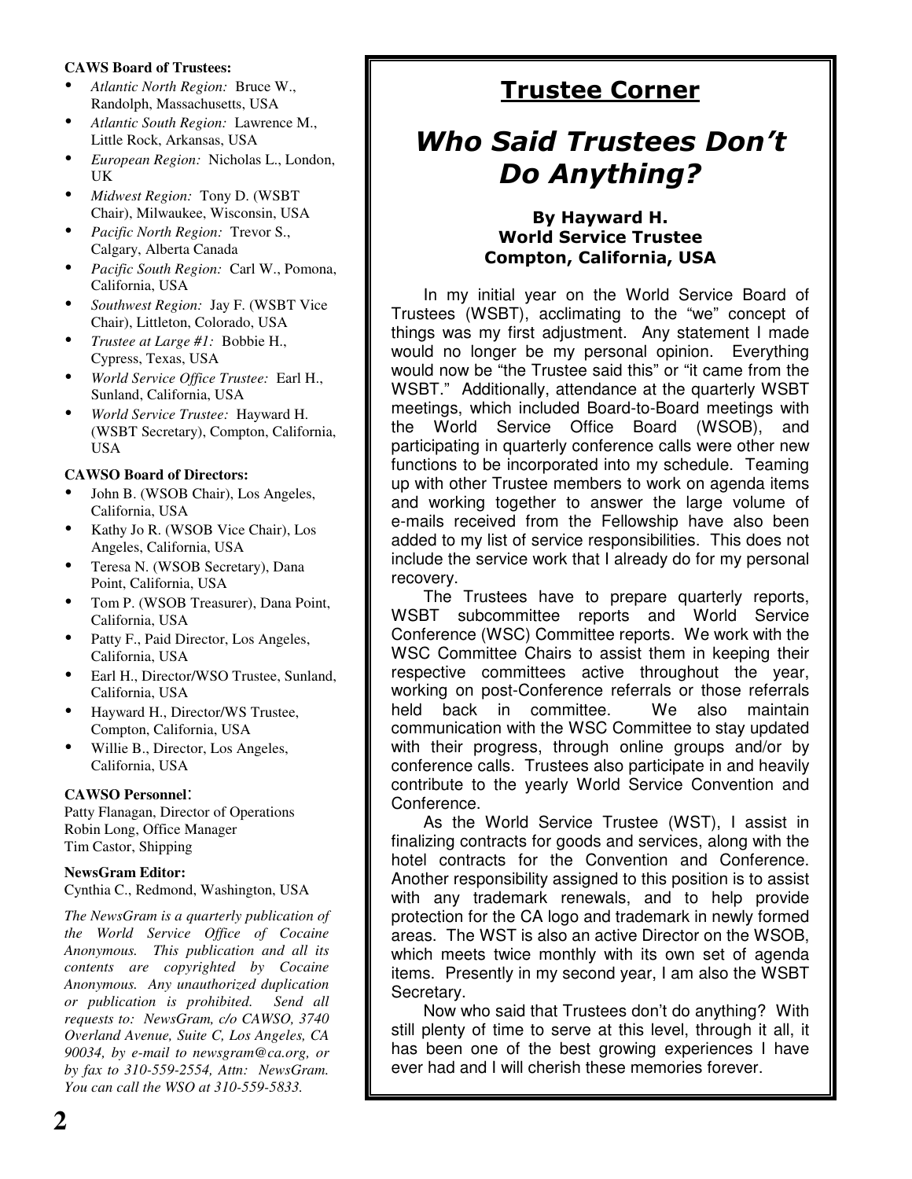**CAWS Board of Trustees:**

- *Atlantic North Region:* Bruce W., Randolph, Massachusetts, USA
- *Atlantic South Region:* Lawrence M., Little Rock, Arkansas, USA
- *European Region:* Nicholas L., London, UK
- *Midwest Region:* Tony D. (WSBT Chair), Milwaukee, Wisconsin, USA
- *Pacific North Region:* Trevor S., Calgary, Alberta Canada
- *Pacific South Region:* Carl W., Pomona, California, USA
- *Southwest Region:* Jay F. (WSBT Vice Chair), Littleton, Colorado, USA
- *Trustee at Large #1:* Bobbie H., Cypress, Texas, USA
- *World Service Office Trustee:* Earl H., Sunland, California, USA
- *World Service Trustee:* Hayward H. (WSBT Secretary), Compton, California, USA

**CAWSO Board of Directors:**

- John B. (WSOB Chair), Los Angeles, California, USA
- Kathy Jo R. (WSOB Vice Chair), Los Angeles, California, USA
- Teresa N. (WSOB Secretary), Dana Point, California, USA
- Tom P. (WSOB Treasurer), Dana Point, California, USA
- Patty F., Paid Director, Los Angeles, California, USA
- Earl H., Director/WSO Trustee, Sunland, California, USA
- Hayward H., Director/WS Trustee, Compton, California, USA
- Willie B., Director, Los Angeles, California, USA

**CAWSO Personnel:**

Patty Flanagan, Director of Operations
Robin Long, Office Manager
Tim Castor, Shipping

**NewsGram Editor:**

Cynthia C., Redmond, Washington, USA

*The NewsGram is a quarterly publication of the World Service Office of Cocaine Anonymous. This publication and all its contents are copyrighted by Cocaine Anonymous. Any unauthorized duplication or publication is prohibited. Send all requests to: NewsGram, c/o CAWSO, 3740 Overland Avenue, Suite C, Los Angeles, CA 90034, by e-mail to newsgram@ca.org, or by fax to 310-559-2554, Attn: NewsGram. You can call the WSO at 310-559-5833.*

## Trustee Corner

# *Who Said Trustees Don't Do Anything?*

**By Hayward H.**
**World Service Trustee**
**Compton, California, USA**

In my initial year on the World Service Board of Trustees (WSBT), acclimating to the "we" concept of things was my first adjustment. Any statement I made would no longer be my personal opinion. Everything would now be "the Trustee said this" or "it came from the WSBT." Additionally, attendance at the quarterly WSBT meetings, which included Board-to-Board meetings with the World Service Office Board (WSOB), and participating in quarterly conference calls were other new functions to be incorporated into my schedule. Teaming up with other Trustee members to work on agenda items and working together to answer the large volume of e-mails received from the Fellowship have also been added to my list of service responsibilities. This does not include the service work that I already do for my personal recovery.

The Trustees have to prepare quarterly reports, WSBT subcommittee reports and World Service Conference (WSC) Committee reports. We work with the WSC Committee Chairs to assist them in keeping their respective committees active throughout the year, working on post-Conference referrals or those referrals held back in committee. We also maintain communication with the WSC Committee to stay updated with their progress, through online groups and/or by conference calls. Trustees also participate in and heavily contribute to the yearly World Service Convention and Conference.

As the World Service Trustee (WST), I assist in finalizing contracts for goods and services, along with the hotel contracts for the Convention and Conference. Another responsibility assigned to this position is to assist with any trademark renewals, and to help provide protection for the CA logo and trademark in newly formed areas. The WST is also an active Director on the WSOB, which meets twice monthly with its own set of agenda items. Presently in my second year, I am also the WSBT Secretary.

Now who said that Trustees don't do anything? With still plenty of time to serve at this level, through it all, it has been one of the best growing experiences I have ever had and I will cherish these memories forever.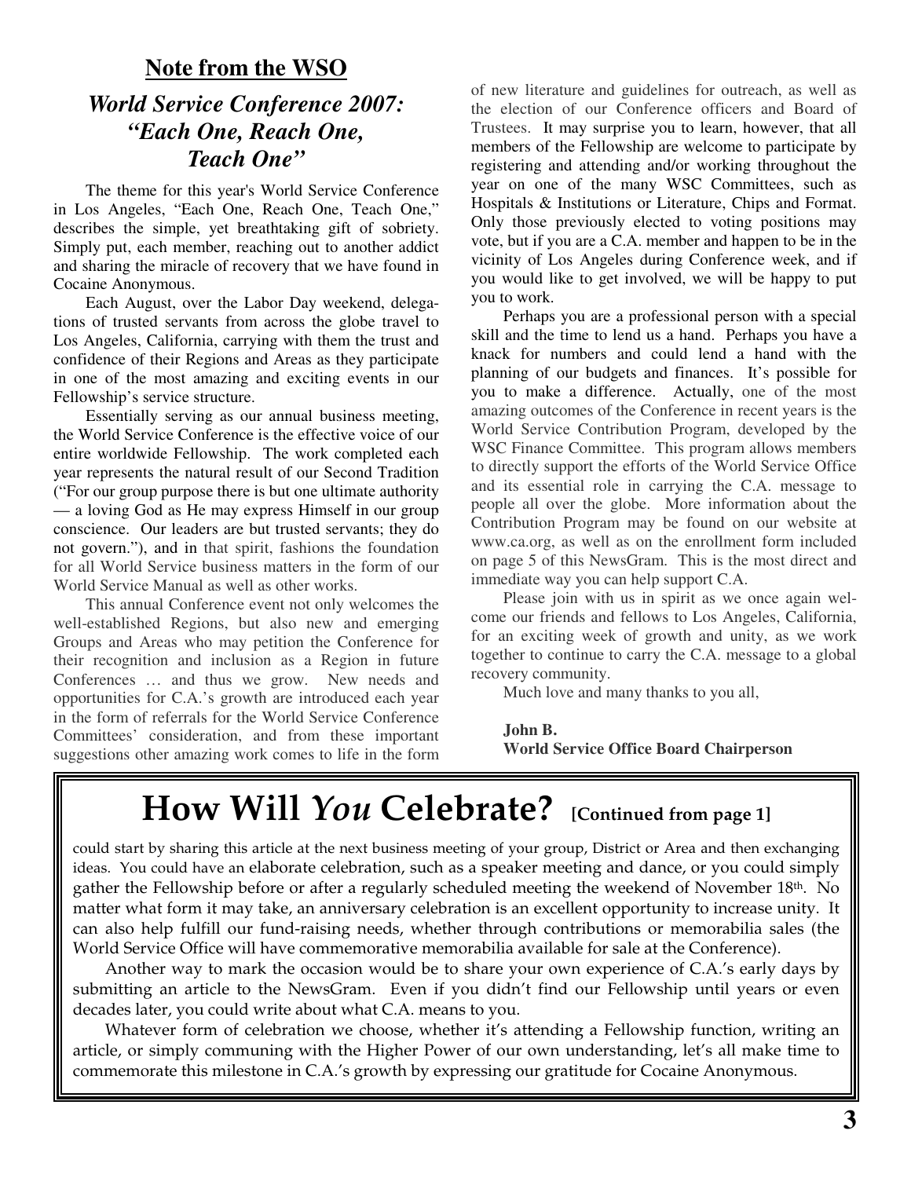## Note from the WSO

### *World Service Conference 2007: "Each One, Reach One, Teach One"*

The theme for this year's World Service Conference in Los Angeles, "Each One, Reach One, Teach One," describes the simple, yet breathtaking gift of sobriety. Simply put, each member, reaching out to another addict and sharing the miracle of recovery that we have found in Cocaine Anonymous.

Each August, over the Labor Day weekend, delegations of trusted servants from across the globe travel to Los Angeles, California, carrying with them the trust and confidence of their Regions and Areas as they participate in one of the most amazing and exciting events in our Fellowship's service structure.

Essentially serving as our annual business meeting, the World Service Conference is the effective voice of our entire worldwide Fellowship. The work completed each year represents the natural result of our Second Tradition ("For our group purpose there is but one ultimate authority — a loving God as He may express Himself in our group conscience. Our leaders are but trusted servants; they do not govern."), and in that spirit, fashions the foundation for all World Service business matters in the form of our World Service Manual as well as other works.

This annual Conference event not only welcomes the well-established Regions, but also new and emerging Groups and Areas who may petition the Conference for their recognition and inclusion as a Region in future Conferences … and thus we grow. New needs and opportunities for C.A.'s growth are introduced each year in the form of referrals for the World Service Conference Committees' consideration, and from these important suggestions other amazing work comes to life in the form of new literature and guidelines for outreach, as well as the election of our Conference officers and Board of Trustees. It may surprise you to learn, however, that all members of the Fellowship are welcome to participate by registering and attending and/or working throughout the year on one of the many WSC Committees, such as Hospitals & Institutions or Literature, Chips and Format. Only those previously elected to voting positions may vote, but if you are a C.A. member and happen to be in the vicinity of Los Angeles during Conference week, and if you would like to get involved, we will be happy to put you to work.

Perhaps you are a professional person with a special skill and the time to lend us a hand. Perhaps you have a knack for numbers and could lend a hand with the planning of our budgets and finances. It's possible for you to make a difference. Actually, one of the most amazing outcomes of the Conference in recent years is the World Service Contribution Program, developed by the WSC Finance Committee. This program allows members to directly support the efforts of the World Service Office and its essential role in carrying the C.A. message to people all over the globe. More information about the Contribution Program may be found on our website at www.ca.org, as well as on the enrollment form included on page 5 of this NewsGram. This is the most direct and immediate way you can help support C.A.

Please join with us in spirit as we once again welcome our friends and fellows to Los Angeles, California, for an exciting week of growth and unity, as we work together to continue to carry the C.A. message to a global recovery community.

Much love and many thanks to you all,

**John B.**
**World Service Office Board Chairperson**

## How Will *You* Celebrate? [Continued from page 1]

could start by sharing this article at the next business meeting of your group, District or Area and then exchanging ideas. You could have an elaborate celebration, such as a speaker meeting and dance, or you could simply gather the Fellowship before or after a regularly scheduled meeting the weekend of November 18th. No matter what form it may take, an anniversary celebration is an excellent opportunity to increase unity. It can also help fulfill our fund-raising needs, whether through contributions or memorabilia sales (the World Service Office will have commemorative memorabilia available for sale at the Conference).

Another way to mark the occasion would be to share your own experience of C.A.'s early days by submitting an article to the NewsGram. Even if you didn't find our Fellowship until years or even decades later, you could write about what C.A. means to you.

Whatever form of celebration we choose, whether it's attending a Fellowship function, writing an article, or simply communing with the Higher Power of our own understanding, let's all make time to commemorate this milestone in C.A.'s growth by expressing our gratitude for Cocaine Anonymous.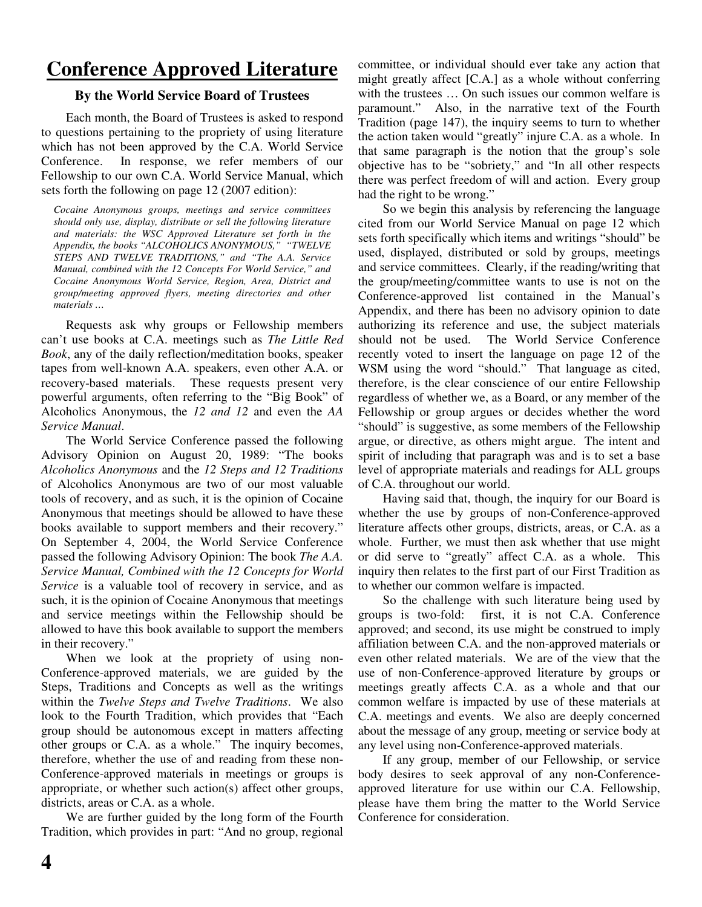# Conference Approved Literature

**By the World Service Board of Trustees**

Each month, the Board of Trustees is asked to respond to questions pertaining to the propriety of using literature which has not been approved by the C.A. World Service Conference. In response, we refer members of our Fellowship to our own C.A. World Service Manual, which sets forth the following on page 12 (2007 edition):

> *Cocaine Anonymous groups, meetings and service committees should only use, display, distribute or sell the following literature and materials: the WSC Approved Literature set forth in the Appendix, the books "ALCOHOLICS ANONYMOUS," "TWELVE STEPS AND TWELVE TRADITIONS," and "The A.A. Service Manual, combined with the 12 Concepts For World Service," and Cocaine Anonymous World Service, Region, Area, District and group/meeting approved flyers, meeting directories and other materials …*

Requests ask why groups or Fellowship members can't use books at C.A. meetings such as *The Little Red Book*, any of the daily reflection/meditation books, speaker tapes from well-known A.A. speakers, even other A.A. or recovery-based materials. These requests present very powerful arguments, often referring to the "Big Book" of Alcoholics Anonymous, the *12 and 12* and even the *AA Service Manual*.

The World Service Conference passed the following Advisory Opinion on August 20, 1989: "The books *Alcoholics Anonymous* and the *12 Steps and 12 Traditions* of Alcoholics Anonymous are two of our most valuable tools of recovery, and as such, it is the opinion of Cocaine Anonymous that meetings should be allowed to have these books available to support members and their recovery." On September 4, 2004, the World Service Conference passed the following Advisory Opinion: The book *The A.A. Service Manual, Combined with the 12 Concepts for World Service* is a valuable tool of recovery in service, and as such, it is the opinion of Cocaine Anonymous that meetings and service meetings within the Fellowship should be allowed to have this book available to support the members in their recovery."

When we look at the propriety of using non-Conference-approved materials, we are guided by the Steps, Traditions and Concepts as well as the writings within the *Twelve Steps and Twelve Traditions*. We also look to the Fourth Tradition, which provides that "Each group should be autonomous except in matters affecting other groups or C.A. as a whole." The inquiry becomes, therefore, whether the use of and reading from these non-Conference-approved materials in meetings or groups is appropriate, or whether such action(s) affect other groups, districts, areas or C.A. as a whole.

We are further guided by the long form of the Fourth Tradition, which provides in part: "And no group, regional committee, or individual should ever take any action that might greatly affect [C.A.] as a whole without conferring with the trustees … On such issues our common welfare is paramount." Also, in the narrative text of the Fourth Tradition (page 147), the inquiry seems to turn to whether the action taken would "greatly" injure C.A. as a whole. In that same paragraph is the notion that the group's sole objective has to be "sobriety," and "In all other respects there was perfect freedom of will and action. Every group had the right to be wrong."

So we begin this analysis by referencing the language cited from our World Service Manual on page 12 which sets forth specifically which items and writings "should" be used, displayed, distributed or sold by groups, meetings and service committees. Clearly, if the reading/writing that the group/meeting/committee wants to use is not on the Conference-approved list contained in the Manual's Appendix, and there has been no advisory opinion to date authorizing its reference and use, the subject materials should not be used. The World Service Conference recently voted to insert the language on page 12 of the WSM using the word "should." That language as cited, therefore, is the clear conscience of our entire Fellowship regardless of whether we, as a Board, or any member of the Fellowship or group argues or decides whether the word "should" is suggestive, as some members of the Fellowship argue, or directive, as others might argue. The intent and spirit of including that paragraph was and is to set a base level of appropriate materials and readings for ALL groups of C.A. throughout our world.

Having said that, though, the inquiry for our Board is whether the use by groups of non-Conference-approved literature affects other groups, districts, areas, or C.A. as a whole. Further, we must then ask whether that use might or did serve to "greatly" affect C.A. as a whole. This inquiry then relates to the first part of our First Tradition as to whether our common welfare is impacted.

So the challenge with such literature being used by groups is two-fold: first, it is not C.A. Conference approved; and second, its use might be construed to imply affiliation between C.A. and the non-approved materials or even other related materials. We are of the view that the use of non-Conference-approved literature by groups or meetings greatly affects C.A. as a whole and that our common welfare is impacted by use of these materials at C.A. meetings and events. We also are deeply concerned about the message of any group, meeting or service body at any level using non-Conference-approved materials.

If any group, member of our Fellowship, or service body desires to seek approval of any non-Conference-approved literature for use within our C.A. Fellowship, please have them bring the matter to the World Service Conference for consideration.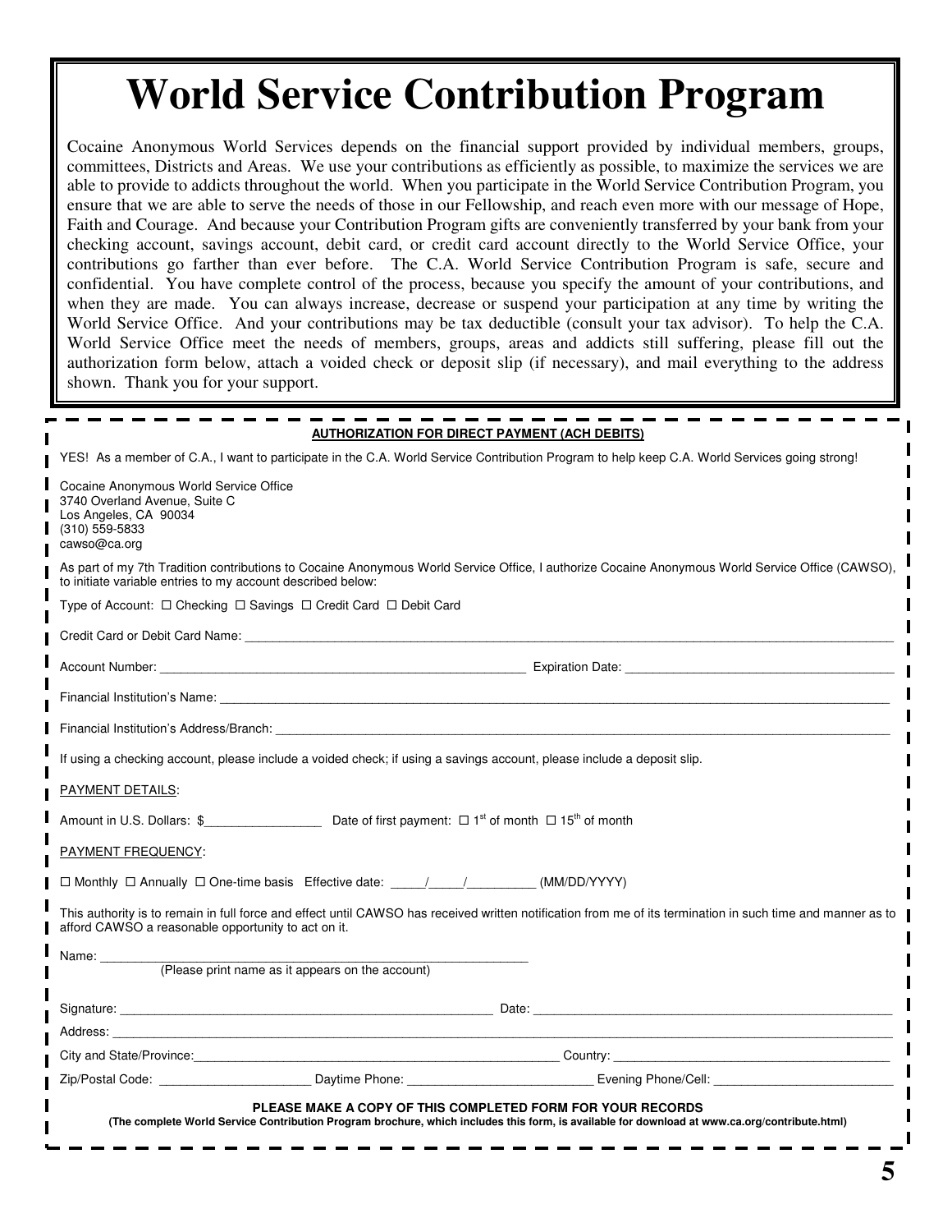# World Service Contribution Program

Cocaine Anonymous World Services depends on the financial support provided by individual members, groups, committees, Districts and Areas. We use your contributions as efficiently as possible, to maximize the services we are able to provide to addicts throughout the world. When you participate in the World Service Contribution Program, you ensure that we are able to serve the needs of those in our Fellowship, and reach even more with our message of Hope, Faith and Courage. And because your Contribution Program gifts are conveniently transferred by your bank from your checking account, savings account, debit card, or credit card account directly to the World Service Office, your contributions go farther than ever before. The C.A. World Service Contribution Program is safe, secure and confidential. You have complete control of the process, because you specify the amount of your contributions, and when they are made. You can always increase, decrease or suspend your participation at any time by writing the World Service Office. And your contributions may be tax deductible (consult your tax advisor). To help the C.A. World Service Office meet the needs of members, groups, areas and addicts still suffering, please fill out the authorization form below, attach a voided check or deposit slip (if necessary), and mail everything to the address shown. Thank you for your support.

**AUTHORIZATION FOR DIRECT PAYMENT (ACH DEBITS)**

YES! As a member of C.A., I want to participate in the C.A. World Service Contribution Program to help keep C.A. World Services going strong!

Cocaine Anonymous World Service Office
3740 Overland Avenue, Suite C
Los Angeles, CA 90034
(310) 559-5833
cawso@ca.org

As part of my 7th Tradition contributions to Cocaine Anonymous World Service Office, I authorize Cocaine Anonymous World Service Office (CAWSO), to initiate variable entries to my account described below:

Type of Account: ☐ Checking ☐ Savings ☐ Credit Card ☐ Debit Card

Credit Card or Debit Card Name: ______________________________

Account Number: ______________________________ Expiration Date: ______________________________

Financial Institution's Name: ______________________________

Financial Institution's Address/Branch: ______________________________

If using a checking account, please include a voided check; if using a savings account, please include a deposit slip.

PAYMENT DETAILS:

Amount in U.S. Dollars: $________________ Date of first payment: ☐ 1st of month ☐ 15th of month

PAYMENT FREQUENCY:

☐ Monthly ☐ Annually ☐ One-time basis Effective date: _____/_____/_________ (MM/DD/YYYY)

This authority is to remain in full force and effect until CAWSO has received written notification from me of its termination in such time and manner as to afford CAWSO a reasonable opportunity to act on it.

Name: ______________________________
(Please print name as it appears on the account)

Signature: ______________________________ Date: ______________________________

Address: ______________________________

City and State/Province: ______________________________ Country: ______________________________

Zip/Postal Code: ____________________ Daytime Phone: ____________________ Evening Phone/Cell: ____________________

**PLEASE MAKE A COPY OF THIS COMPLETED FORM FOR YOUR RECORDS**

**(The complete World Service Contribution Program brochure, which includes this form, is available for download at www.ca.org/contribute.html)**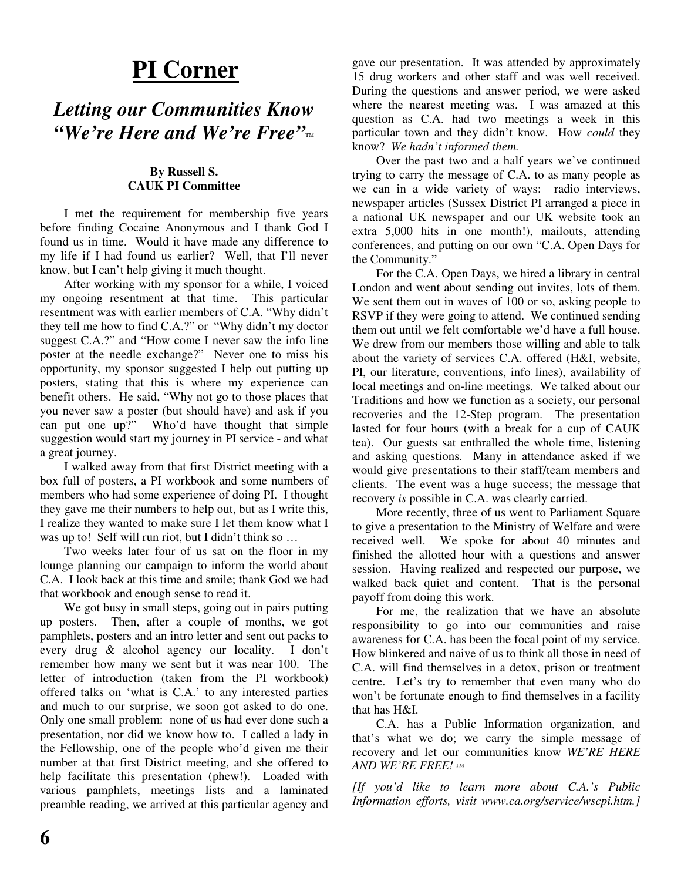# PI Corner

## *Letting our Communities Know "We're Here and We're Free"*™

**By Russell S.**
**CAUK PI Committee**

I met the requirement for membership five years before finding Cocaine Anonymous and I thank God I found us in time. Would it have made any difference to my life if I had found us earlier? Well, that I'll never know, but I can't help giving it much thought.

After working with my sponsor for a while, I voiced my ongoing resentment at that time. This particular resentment was with earlier members of C.A. "Why didn't they tell me how to find C.A.?" or "Why didn't my doctor suggest C.A.?" and "How come I never saw the info line poster at the needle exchange?" Never one to miss his opportunity, my sponsor suggested I help out putting up posters, stating that this is where my experience can benefit others. He said, "Why not go to those places that you never saw a poster (but should have) and ask if you can put one up?" Who'd have thought that simple suggestion would start my journey in PI service - and what a great journey.

I walked away from that first District meeting with a box full of posters, a PI workbook and some numbers of members who had some experience of doing PI. I thought they gave me their numbers to help out, but as I write this, I realize they wanted to make sure I let them know what I was up to! Self will run riot, but I didn't think so …

Two weeks later four of us sat on the floor in my lounge planning our campaign to inform the world about C.A. I look back at this time and smile; thank God we had that workbook and enough sense to read it.

We got busy in small steps, going out in pairs putting up posters. Then, after a couple of months, we got pamphlets, posters and an intro letter and sent out packs to every drug & alcohol agency our locality. I don't remember how many we sent but it was near 100. The letter of introduction (taken from the PI workbook) offered talks on 'what is C.A.' to any interested parties and much to our surprise, we soon got asked to do one. Only one small problem: none of us had ever done such a presentation, nor did we know how to. I called a lady in the Fellowship, one of the people who'd given me their number at that first District meeting, and she offered to help facilitate this presentation (phew!). Loaded with various pamphlets, meetings lists and a laminated preamble reading, we arrived at this particular agency and gave our presentation. It was attended by approximately 15 drug workers and other staff and was well received. During the questions and answer period, we were asked where the nearest meeting was. I was amazed at this question as C.A. had two meetings a week in this particular town and they didn't know. How *could* they know? *We hadn't informed them.*

Over the past two and a half years we've continued trying to carry the message of C.A. to as many people as we can in a wide variety of ways: radio interviews, newspaper articles (Sussex District PI arranged a piece in a national UK newspaper and our UK website took an extra 5,000 hits in one month!), mailouts, attending conferences, and putting on our own "C.A. Open Days for the Community."

For the C.A. Open Days, we hired a library in central London and went about sending out invites, lots of them. We sent them out in waves of 100 or so, asking people to RSVP if they were going to attend. We continued sending them out until we felt comfortable we'd have a full house. We drew from our members those willing and able to talk about the variety of services C.A. offered (H&I, website, PI, our literature, conventions, info lines), availability of local meetings and on-line meetings. We talked about our Traditions and how we function as a society, our personal recoveries and the 12-Step program. The presentation lasted for four hours (with a break for a cup of CAUK tea). Our guests sat enthralled the whole time, listening and asking questions. Many in attendance asked if we would give presentations to their staff/team members and clients. The event was a huge success; the message that recovery *is* possible in C.A. was clearly carried.

More recently, three of us went to Parliament Square to give a presentation to the Ministry of Welfare and were received well. We spoke for about 40 minutes and finished the allotted hour with a questions and answer session. Having realized and respected our purpose, we walked back quiet and content. That is the personal payoff from doing this work.

For me, the realization that we have an absolute responsibility to go into our communities and raise awareness for C.A. has been the focal point of my service. How blinkered and naive of us to think all those in need of C.A. will find themselves in a detox, prison or treatment centre. Let's try to remember that even many who do won't be fortunate enough to find themselves in a facility that has H&I.

C.A. has a Public Information organization, and that's what we do; we carry the simple message of recovery and let our communities know *WE'RE HERE AND WE'RE FREE!* ™

*[If you'd like to learn more about C.A.'s Public Information efforts, visit www.ca.org/service/wscpi.htm.]*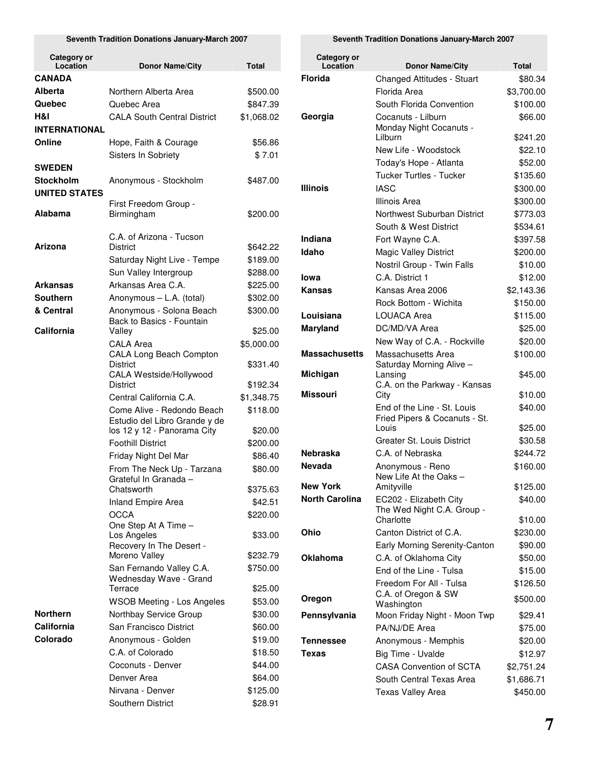**Seventh Tradition Donations January-March 2007**

| Category or Location | Donor Name/City | Total |
|---|---|---|
| **CANADA** | | |
| **Alberta** | Northern Alberta Area | $500.00 |
| **Quebec** | Quebec Area | $847.39 |
| **H&I** | CALA South Central District | $1,068.02 |
| **INTERNATIONAL** | | |
| **Online** | Hope, Faith & Courage | $56.86 |
| | Sisters In Sobriety | $ 7.01 |
| **SWEDEN** | | |
| **Stockholm** | Anonymous - Stockholm | $487.00 |
| **UNITED STATES** | | |
| **Alabama** | First Freedom Group - Birmingham | $200.00 |
| **Arizona** | C.A. of Arizona - Tucson District | $642.22 |
| | Saturday Night Live - Tempe | $189.00 |
| | Sun Valley Intergroup | $288.00 |
| **Arkansas** | Arkansas Area C.A. | $225.00 |
| **Southern & Central California** | Anonymous – L.A. (total) | $302.00 |
| | Anonymous - Solona Beach | $300.00 |
| | Back to Basics - Fountain Valley | $25.00 |
| | CALA Area | $5,000.00 |
| | CALA Long Beach Compton District | $331.40 |
| | CALA Westside/Hollywood District | $192.34 |
| | Central California C.A. | $1,348.75 |
| | Come Alive - Redondo Beach | $118.00 |
| | Estudio del Libro Grande y de los 12 y 12 - Panorama City | $20.00 |
| | Foothill District | $200.00 |
| | Friday Night Del Mar | $86.40 |
| | From The Neck Up - Tarzana | $80.00 |
| | Grateful In Granada – Chatsworth | $375.63 |
| | Inland Empire Area | $42.51 |
| | OCCA | $220.00 |
| | One Step At A Time – Los Angeles | $33.00 |
| | Recovery In The Desert - Moreno Valley | $232.79 |
| | San Fernando Valley C.A. | $750.00 |
| | Wednesday Wave - Grand Terrace | $25.00 |
| | WSOB Meeting - Los Angeles | $53.00 |
| **Northern California** | Northbay Service Group | $30.00 |
| | San Francisco District | $60.00 |
| **Colorado** | Anonymous - Golden | $19.00 |
| | C.A. of Colorado | $18.50 |
| | Coconuts - Denver | $44.00 |
| | Denver Area | $64.00 |
| | Nirvana - Denver | $125.00 |
| | Southern District | $28.91 |
| **Florida** | Changed Attitudes - Stuart | $80.34 |
| | Florida Area | $3,700.00 |
| | South Florida Convention | $100.00 |
| **Georgia** | Cocanuts - Lilburn | $66.00 |
| | Monday Night Cocanuts - Lilburn | $241.20 |
| | New Life - Woodstock | $22.10 |
| | Today's Hope - Atlanta | $52.00 |
| | Tucker Turtles - Tucker | $135.60 |
| **Illinois** | IASC | $300.00 |
| | Illinois Area | $300.00 |
| | Northwest Suburban District | $773.03 |
| | South & West District | $534.61 |
| **Indiana** | Fort Wayne C.A. | $397.58 |
| **Idaho** | Magic Valley District | $200.00 |
| | Nostril Group - Twin Falls | $10.00 |
| **Iowa** | C.A. District 1 | $12.00 |
| **Kansas** | Kansas Area 2006 | $2,143.36 |
| | Rock Bottom - Wichita | $150.00 |
| **Louisiana** | LOUACA Area | $115.00 |
| **Maryland** | DC/MD/VA Area | $25.00 |
| | New Way of C.A. - Rockville | $20.00 |
| **Massachusetts** | Massachusetts Area | $100.00 |
| **Michigan** | Saturday Morning Alive – Lansing | $45.00 |
| **Missouri** | C.A. on the Parkway - Kansas City | $10.00 |
| | End of the Line - St. Louis | $40.00 |
| | Fried Pipers & Cocanuts - St. Louis | $25.00 |
| | Greater St. Louis District | $30.58 |
| **Nebraska** | C.A. of Nebraska | $244.72 |
| **Nevada** | Anonymous - Reno | $160.00 |
| **New York** | New Life At the Oaks – Amityville | $125.00 |
| **North Carolina** | EC202 - Elizabeth City | $40.00 |
| | The Wed Night C.A. Group - Charlotte | $10.00 |
| **Ohio** | Canton District of C.A. | $230.00 |
| | Early Morning Serenity-Canton | $90.00 |
| **Oklahoma** | C.A. of Oklahoma City | $50.00 |
| | End of the Line - Tulsa | $15.00 |
| | Freedom For All - Tulsa | $126.50 |
| **Oregon** | C.A. of Oregon & SW Washington | $500.00 |
| **Pennsylvania** | Moon Friday Night - Moon Twp | $29.41 |
| | PA/NJ/DE Area | $75.00 |
| **Tennessee** | Anonymous - Memphis | $20.00 |
| **Texas** | Big Time - Uvalde | $12.97 |
| | CASA Convention of SCTA | $2,751.24 |
| | South Central Texas Area | $1,686.71 |
| | Texas Valley Area | $450.00 |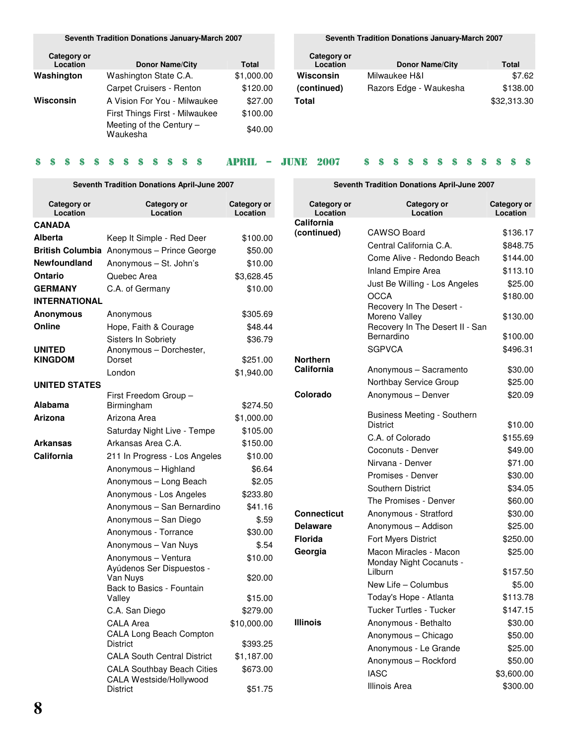**Seventh Tradition Donations January-March 2007**

| Category or Location | Donor Name/City | Total |
|---|---|---|
| Washington | Washington State C.A. | $1,000.00 |
| | Carpet Cruisers - Renton | $120.00 |
| Wisconsin | A Vision For You - Milwaukee | $27.00 |
| | First Things First - Milwaukee | $100.00 |
| | Meeting of the Century – Waukesha | $40.00 |
| Wisconsin (continued) | Milwaukee H&I | $7.62 |
| | Razors Edge - Waukesha | $138.00 |
| Total | | $32,313.30 |

## $ $ $ $ $ $ $ $ $ $ $ $ APRIL – JUNE 2007 $ $ $ $ $ $ $ $ $ $ $ $

**Seventh Tradition Donations April-June 2007**

| Category or Location | Category or Location | Category or Location |
|---|---|---|
| **CANADA** | | |
| **Alberta** | Keep It Simple - Red Deer | $100.00 |
| **British Columbia** | Anonymous – Prince George | $50.00 |
| **Newfoundland** | Anonymous – St. John's | $10.00 |
| **Ontario** | Quebec Area | $3,628.45 |
| **GERMANY** | C.A. of Germany | $10.00 |
| **INTERNATIONAL** | | |
| **Anonymous** | Anonymous | $305.69 |
| **Online** | Hope, Faith & Courage | $48.44 |
| | Sisters In Sobriety | $36.79 |
| **UNITED KINGDOM** | Anonymous – Dorchester, Dorset | $251.00 |
| | London | $1,940.00 |
| **UNITED STATES** | | |
| **Alabama** | First Freedom Group – Birmingham | $274.50 |
| **Arizona** | Arizona Area | $1,000.00 |
| | Saturday Night Live - Tempe | $105.00 |
| **Arkansas** | Arkansas Area C.A. | $150.00 |
| **California** | 211 In Progress - Los Angeles | $10.00 |
| | Anonymous – Highland | $6.64 |
| | Anonymous – Long Beach | $2.05 |
| | Anonymous - Los Angeles | $233.80 |
| | Anonymous – San Bernardino | $41.16 |
| | Anonymous – San Diego | $.59 |
| | Anonymous - Torrance | $30.00 |
| | Anonymous – Van Nuys | $.54 |
| | Anonymous – Ventura | $10.00 |
| | Ayúdenos Ser Dispuestos - Van Nuys | $20.00 |
| | Back to Basics - Fountain Valley | $15.00 |
| | C.A. San Diego | $279.00 |
| | CALA Area | $10,000.00 |
| | CALA Long Beach Compton District | $393.25 |
| | CALA South Central District | $1,187.00 |
| | CALA Southbay Beach Cities | $673.00 |
| | CALA Westside/Hollywood District | $51.75 |
| **California (continued)** | CAWSO Board | $136.17 |
| | Central California C.A. | $848.75 |
| | Come Alive - Redondo Beach | $144.00 |
| | Inland Empire Area | $113.10 |
| | Just Be Willing - Los Angeles | $25.00 |
| | OCCA | $180.00 |
| | Recovery In The Desert - Moreno Valley | $130.00 |
| | Recovery In The Desert II - San Bernardino | $100.00 |
| | SGPVCA | $496.31 |
| **Northern California** | Anonymous – Sacramento | $30.00 |
| | Northbay Service Group | $25.00 |
| **Colorado** | Anonymous – Denver | $20.09 |
| | Business Meeting - Southern District | $10.00 |
| | C.A. of Colorado | $155.69 |
| | Coconuts - Denver | $49.00 |
| | Nirvana - Denver | $71.00 |
| | Promises - Denver | $30.00 |
| | Southern District | $34.05 |
| | The Promises - Denver | $60.00 |
| **Connecticut** | Anonymous - Stratford | $30.00 |
| **Delaware** | Anonymous – Addison | $25.00 |
| **Florida** | Fort Myers District | $250.00 |
| **Georgia** | Macon Miracles - Macon | $25.00 |
| | Monday Night Cocanuts - Lilburn | $157.50 |
| | New Life – Columbus | $5.00 |
| | Today's Hope - Atlanta | $113.78 |
| | Tucker Turtles - Tucker | $147.15 |
| **Illinois** | Anonymous - Bethalto | $30.00 |
| | Anonymous – Chicago | $50.00 |
| | Anonymous - Le Grande | $25.00 |
| | Anonymous – Rockford | $50.00 |
| | IASC | $3,600.00 |
| | Illinois Area | $300.00 |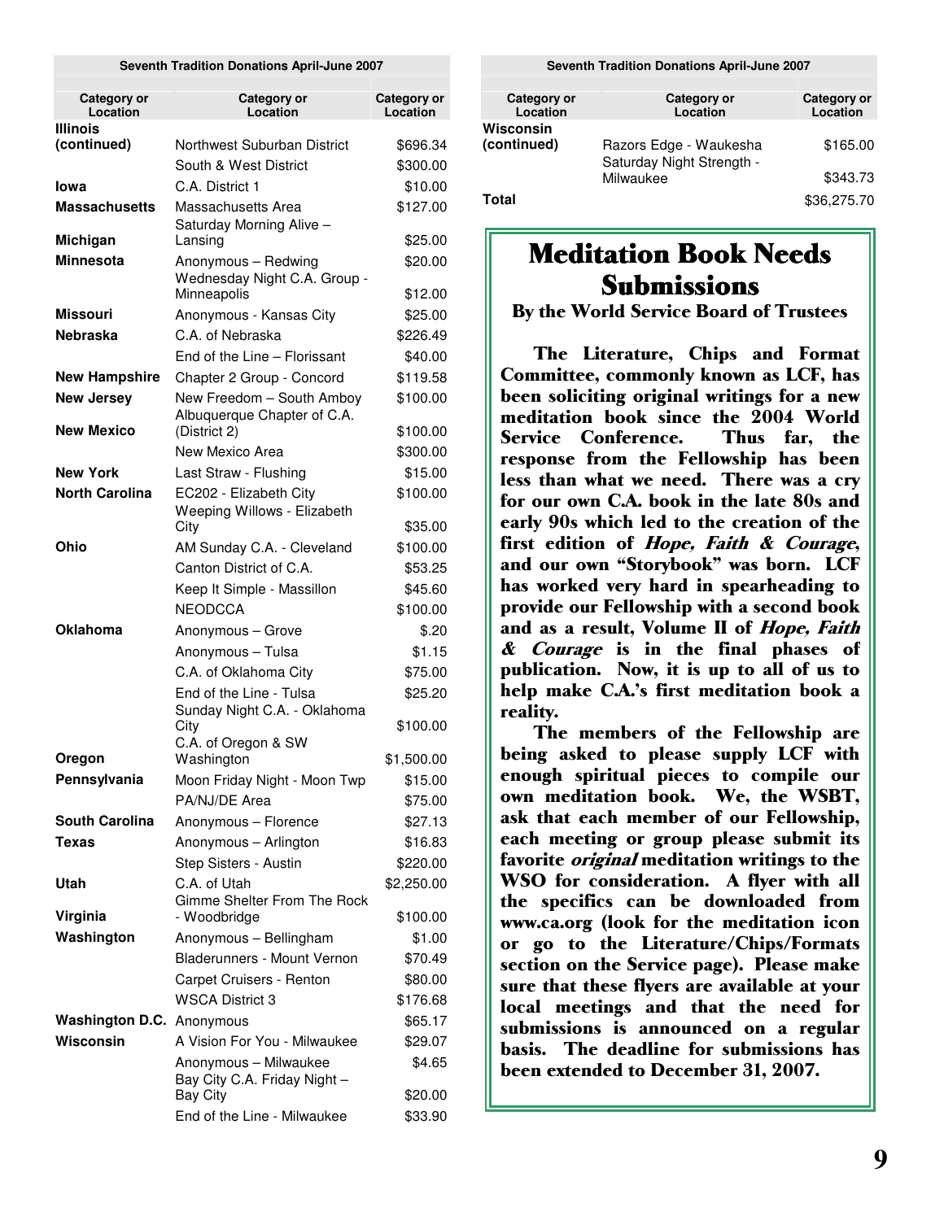**Seventh Tradition Donations April-June 2007**

| Category or Location | Category or Location | Category or Location |
|---|---|---|
| Illinois (continued) | Northwest Suburban District | $696.34 |
| | South & West District | $300.00 |
| Iowa | C.A. District 1 | $10.00 |
| Massachusetts | Massachusetts Area | $127.00 |
| Michigan | Saturday Morning Alive – Lansing | $25.00 |
| Minnesota | Anonymous – Redwing | $20.00 |
| | Wednesday Night C.A. Group - Minneapolis | $12.00 |
| Missouri | Anonymous - Kansas City | $25.00 |
| Nebraska | C.A. of Nebraska | $226.49 |
| | End of the Line – Florissant | $40.00 |
| New Hampshire | Chapter 2 Group - Concord | $119.58 |
| New Jersey | New Freedom – South Amboy | $100.00 |
| New Mexico | Albuquerque Chapter of C.A. (District 2) | $100.00 |
| | New Mexico Area | $300.00 |
| New York | Last Straw - Flushing | $15.00 |
| North Carolina | EC202 - Elizabeth City | $100.00 |
| | Weeping Willows - Elizabeth City | $35.00 |
| Ohio | AM Sunday C.A. - Cleveland | $100.00 |
| | Canton District of C.A. | $53.25 |
| | Keep It Simple - Massillon | $45.60 |
| | NEODCCA | $100.00 |
| Oklahoma | Anonymous – Grove | $.20 |
| | Anonymous – Tulsa | $1.15 |
| | C.A. of Oklahoma City | $75.00 |
| | End of the Line - Tulsa | $25.20 |
| | Sunday Night C.A. - Oklahoma City | $100.00 |
| Oregon | C.A. of Oregon & SW Washington | $1,500.00 |
| Pennsylvania | Moon Friday Night - Moon Twp | $15.00 |
| | PA/NJ/DE Area | $75.00 |
| South Carolina | Anonymous – Florence | $27.13 |
| Texas | Anonymous – Arlington | $16.83 |
| | Step Sisters - Austin | $220.00 |
| Utah | C.A. of Utah | $2,250.00 |
| Virginia | Gimme Shelter From The Rock - Woodbridge | $100.00 |
| Washington | Anonymous – Bellingham | $1.00 |
| | Bladerunners - Mount Vernon | $70.49 |
| | Carpet Cruisers - Renton | $80.00 |
| | WSCA District 3 | $176.68 |
| Washington D.C. | Anonymous | $65.17 |
| Wisconsin | A Vision For You - Milwaukee | $29.07 |
| | Anonymous – Milwaukee | $4.65 |
| | Bay City C.A. Friday Night – Bay City | $20.00 |
| | End of the Line - Milwaukee | $33.90 |
| Wisconsin (continued) | Razors Edge - Waukesha | $165.00 |
| | Saturday Night Strength - Milwaukee | $343.73 |
| Total | | $36,275.70 |

# Meditation Book Needs Submissions

**By the World Service Board of Trustees**

**The Literature, Chips and Format Committee, commonly known as LCF, has been soliciting original writings for a new meditation book since the 2004 World Service Conference. Thus far, the response from the Fellowship has been less than what we need. There was a cry for our own C.A. book in the late 80s and early 90s which led to the creation of the first edition of *Hope, Faith & Courage*, and our own "Storybook" was born. LCF has worked very hard in spearheading to provide our Fellowship with a second book and as a result, Volume II of *Hope, Faith & Courage* is in the final phases of publication. Now, it is up to all of us to help make C.A.'s first meditation book a reality.**

**The members of the Fellowship are being asked to please supply LCF with enough spiritual pieces to compile our own meditation book. We, the WSBT, ask that each member of our Fellowship, each meeting or group please submit its favorite *original* meditation writings to the WSO for consideration. A flyer with all the specifics can be downloaded from www.ca.org (look for the meditation icon or go to the Literature/Chips/Formats section on the Service page). Please make sure that these flyers are available at your local meetings and that the need for submissions is announced on a regular basis. The deadline for submissions has been extended to December 31, 2007.**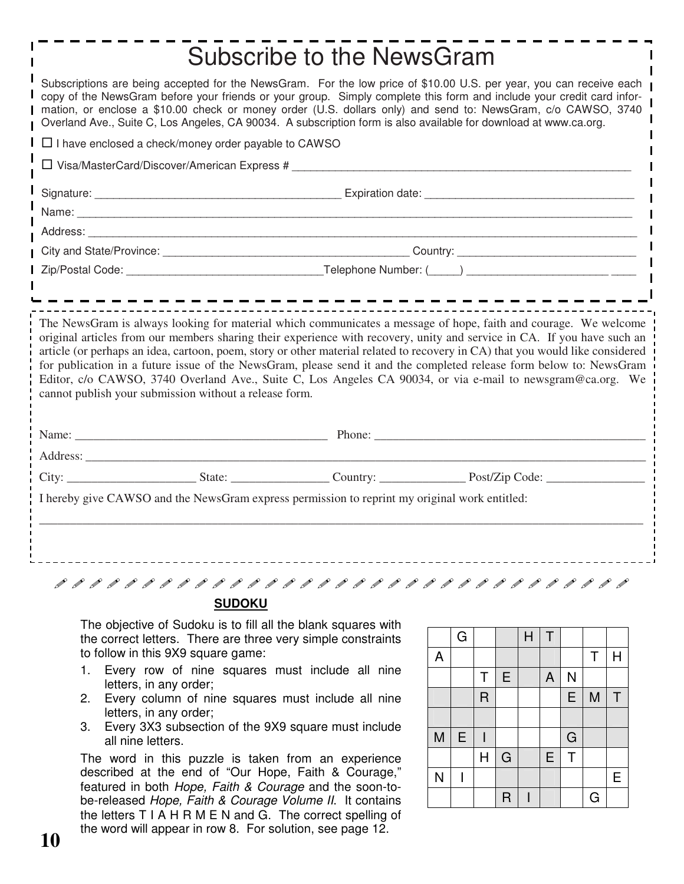# Subscribe to the NewsGram

Subscriptions are being accepted for the NewsGram. For the low price of $10.00 U.S. per year, you can receive each copy of the NewsGram before your friends or your group. Simply complete this form and include your credit card information, or enclose a $10.00 check or money order (U.S. dollars only) and send to: NewsGram, c/o CAWSO, 3740 Overland Ave., Suite C, Los Angeles, CA 90034. A subscription form is also available for download at www.ca.org.

☐ I have enclosed a check/money order payable to CAWSO

☐ Visa/MasterCard/Discover/American Express # ______________________________________________

Signature: ____________________________________ Expiration date: ______________________________

Name: _________________________________________________________________________________

Address: _______________________________________________________________________________

City and State/Province: ____________________________________ Country: _________________________

Zip/Postal Code: ____________________________Telephone Number: (_____) ______________________ ____

---

The NewsGram is always looking for material which communicates a message of hope, faith and courage. We welcome original articles from our members sharing their experience with recovery, unity and service in CA. If you have such an article (or perhaps an idea, cartoon, poem, story or other material related to recovery in CA) that you would like considered for publication in a future issue of the NewsGram, please send it and the completed release form below to: NewsGram Editor, c/o CAWSO, 3740 Overland Ave., Suite C, Los Angeles CA 90034, or via e-mail to newsgram@ca.org. We cannot publish your submission without a release form.

Name: ________________________________________ Phone: __________________________________________

Address: _________________________________________________________________________________________

City: ____________________ State: _______________ Country: _____________ Post/Zip Code: _______________

I hereby give CAWSO and the NewsGram express permission to reprint my original work entitled:

_______________________________________________________________________________________________

---

## SUDOKU

The objective of Sudoku is to fill all the blank squares with the correct letters. There are three very simple constraints to follow in this 9X9 square game:

1. Every row of nine squares must include all nine letters, in any order;
2. Every column of nine squares must include all nine letters, in any order;
3. Every 3X3 subsection of the 9X9 square must include all nine letters.

The word in this puzzle is taken from an experience described at the end of "Our Hope, Faith & Courage," featured in both *Hope, Faith & Courage* and the soon-to-be-released *Hope, Faith & Courage Volume II*. It contains the letters T I A H R M E N and G. The correct spelling of the word will appear in row 8. For solution, see page 12.

| | | | | | | | | |
|---|---|---|---|---|---|---|---|---|
| | G | | | H | T | | | |
| A | | | | | | | T | H |
| | | T | E | | A | N | | |
| | | R | | | | E | M | T |
| | | | | | | | | |
| M | E | I | | | | G | | |
| | | H | G | | E | T | | |
| N | I | | | | | | | E |
| | | | R | I | | | G | |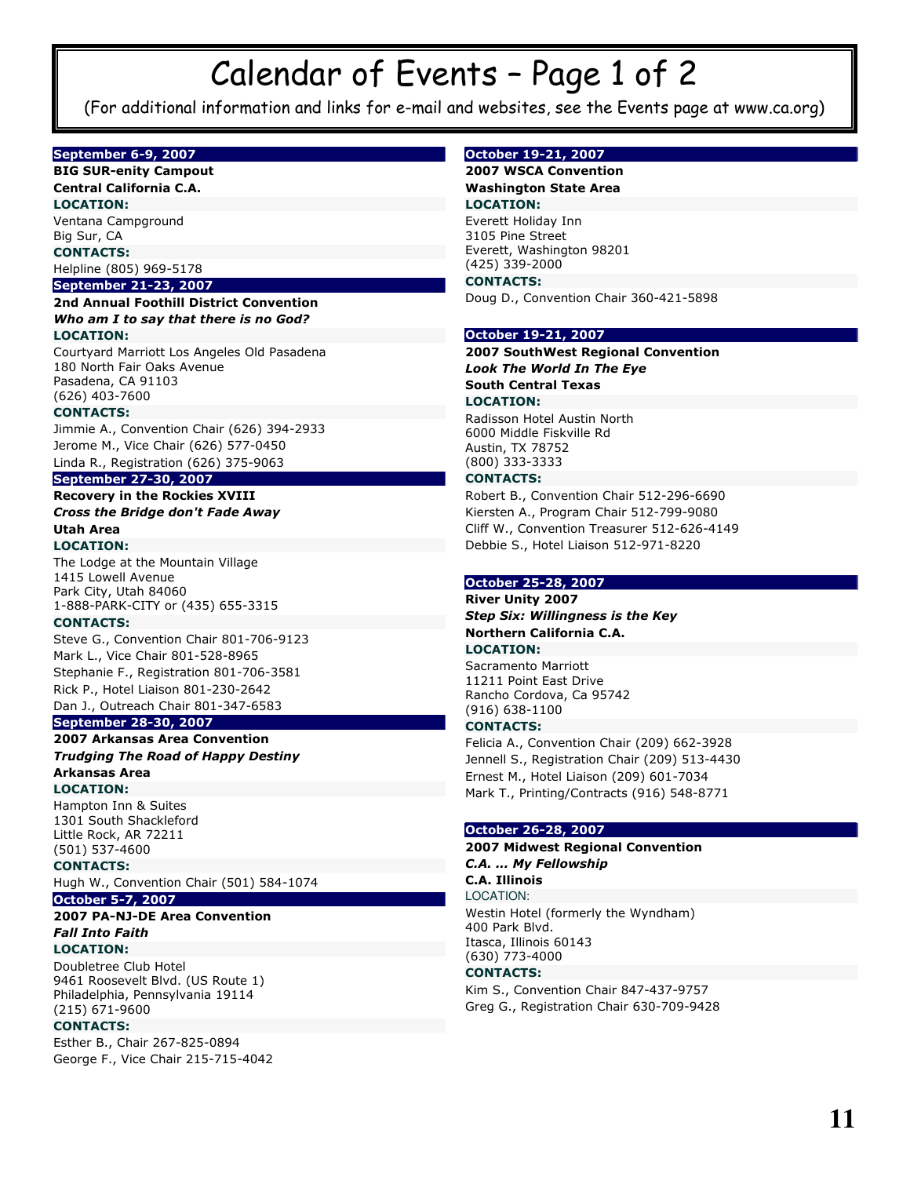# Calendar of Events – Page 1 of 2

(For additional information and links for e-mail and websites, see the Events page at www.ca.org)

### September 6-9, 2007

**BIG SUR-enity Campout**

**Central California C.A.**

**LOCATION:**

Ventana Campground
Big Sur, CA

**CONTACTS:**

Helpline (805) 969-5178

### September 21-23, 2007

**2nd Annual Foothill District Convention**

***Who am I to say that there is no God?***

**LOCATION:**

Courtyard Marriott Los Angeles Old Pasadena
180 North Fair Oaks Avenue
Pasadena, CA 91103
(626) 403-7600

**CONTACTS:**

Jimmie A., Convention Chair (626) 394-2933
Jerome M., Vice Chair (626) 577-0450
Linda R., Registration (626) 375-9063

### September 27-30, 2007

**Recovery in the Rockies XVIII**

***Cross the Bridge don't Fade Away***

**Utah Area**

**LOCATION:**

The Lodge at the Mountain Village
1415 Lowell Avenue
Park City, Utah 84060
1-888-PARK-CITY or (435) 655-3315

**CONTACTS:**

Steve G., Convention Chair 801-706-9123
Mark L., Vice Chair 801-528-8965
Stephanie F., Registration 801-706-3581
Rick P., Hotel Liaison 801-230-2642
Dan J., Outreach Chair 801-347-6583

### September 28-30, 2007

**2007 Arkansas Area Convention**

***Trudging The Road of Happy Destiny***

**Arkansas Area**

**LOCATION:**

Hampton Inn & Suites
1301 South Shackleford
Little Rock, AR 72211
(501) 537-4600

**CONTACTS:**

Hugh W., Convention Chair (501) 584-1074

### October 5-7, 2007

**2007 PA-NJ-DE Area Convention**

***Fall Into Faith***

**LOCATION:**

Doubletree Club Hotel
9461 Roosevelt Blvd. (US Route 1)
Philadelphia, Pennsylvania 19114
(215) 671-9600

**CONTACTS:**

Esther B., Chair 267-825-0894
George F., Vice Chair 215-715-4042

### October 19-21, 2007

**2007 WSCA Convention**

**Washington State Area**

**LOCATION:**

Everett Holiday Inn
3105 Pine Street
Everett, Washington 98201
(425) 339-2000

**CONTACTS:**

Doug D., Convention Chair 360-421-5898

### October 19-21, 2007

**2007 SouthWest Regional Convention**

***Look The World In The Eye***

**South Central Texas**

**LOCATION:**

Radisson Hotel Austin North
6000 Middle Fiskville Rd
Austin, TX 78752
(800) 333-3333

**CONTACTS:**

Robert B., Convention Chair 512-296-6690
Kiersten A., Program Chair 512-799-9080
Cliff W., Convention Treasurer 512-626-4149
Debbie S., Hotel Liaison 512-971-8220

### October 25-28, 2007

**River Unity 2007**

***Step Six: Willingness is the Key***

**Northern California C.A.**

**LOCATION:**

Sacramento Marriott
11211 Point East Drive
Rancho Cordova, Ca 95742
(916) 638-1100

**CONTACTS:**

Felicia A., Convention Chair (209) 662-3928
Jennell S., Registration Chair (209) 513-4430
Ernest M., Hotel Liaison (209) 601-7034
Mark T., Printing/Contracts (916) 548-8771

### October 26-28, 2007

**2007 Midwest Regional Convention**

***C.A. ... My Fellowship***

**C.A. Illinois**

LOCATION:

Westin Hotel (formerly the Wyndham)
400 Park Blvd.
Itasca, Illinois 60143
(630) 773-4000

**CONTACTS:**

Kim S., Convention Chair 847-437-9757
Greg G., Registration Chair 630-709-9428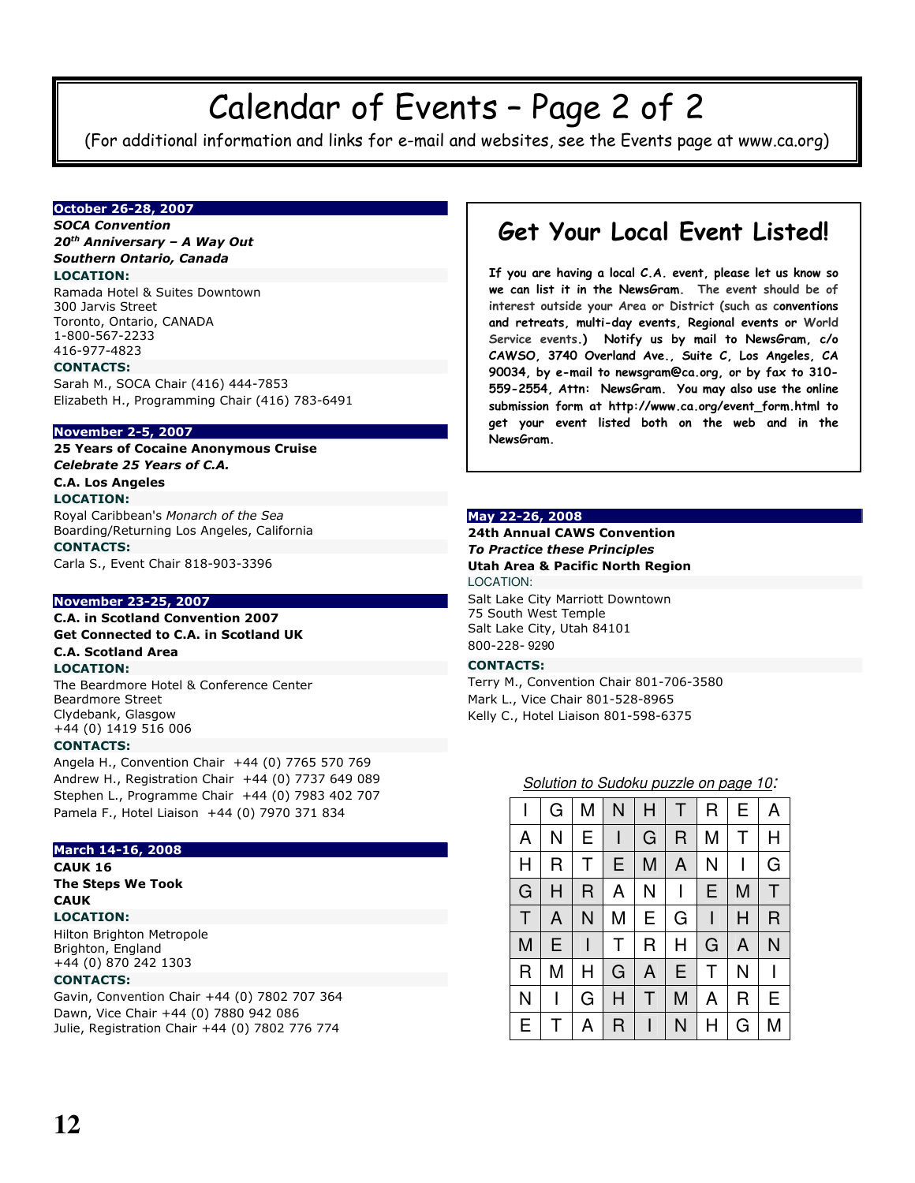# Calendar of Events – Page 2 of 2

(For additional information and links for e-mail and websites, see the Events page at www.ca.org)

**October 26-28, 2007**

***SOCA Convention***
***20th Anniversary – A Way Out***
***Southern Ontario, Canada***

**LOCATION:**

Ramada Hotel & Suites Downtown
300 Jarvis Street
Toronto, Ontario, CANADA
1-800-567-2233
416-977-4823

**CONTACTS:**

Sarah M., SOCA Chair (416) 444-7853
Elizabeth H., Programming Chair (416) 783-6491

**November 2-5, 2007**

**25 Years of Cocaine Anonymous Cruise**
***Celebrate 25 Years of C.A.***
**C.A. Los Angeles**

**LOCATION:**

Royal Caribbean's *Monarch of the Sea*
Boarding/Returning Los Angeles, California

**CONTACTS:**

Carla S., Event Chair 818-903-3396

**November 23-25, 2007**

**C.A. in Scotland Convention 2007**
**Get Connected to C.A. in Scotland UK**
**C.A. Scotland Area**

**LOCATION:**

The Beardmore Hotel & Conference Center
Beardmore Street
Clydebank, Glasgow
+44 (0) 1419 516 006

**CONTACTS:**

Angela H., Convention Chair +44 (0) 7765 570 769
Andrew H., Registration Chair +44 (0) 7737 649 089
Stephen L., Programme Chair +44 (0) 7983 402 707
Pamela F., Hotel Liaison +44 (0) 7970 371 834

**March 14-16, 2008**

**CAUK 16**
**The Steps We Took**
**CAUK**

**LOCATION:**

Hilton Brighton Metropole
Brighton, England
+44 (0) 870 242 1303

**CONTACTS:**

Gavin, Convention Chair +44 (0) 7802 707 364
Dawn, Vice Chair +44 (0) 7880 942 086
Julie, Registration Chair +44 (0) 7802 776 774

## Get Your Local Event Listed!

**If you are having a local C.A. event, please let us know so we can list it in the NewsGram. The event should be of interest outside your Area or District (such as conventions and retreats, multi-day events, Regional events or World Service events.) Notify us by mail to NewsGram, c/o CAWSO, 3740 Overland Ave., Suite C, Los Angeles, CA 90034, by e-mail to newsgram@ca.org, or by fax to 310-559-2554, Attn: NewsGram. You may also use the online submission form at http://www.ca.org/event_form.html to get your event listed both on the web and in the NewsGram.**

**May 22-26, 2008**

**24th Annual CAWS Convention**
***To Practice these Principles***
**Utah Area & Pacific North Region**

LOCATION:

Salt Lake City Marriott Downtown
75 South West Temple
Salt Lake City, Utah 84101
800-228- 9290

**CONTACTS:**

Terry M., Convention Chair 801-706-3580
Mark L., Vice Chair 801-528-8965
Kelly C., Hotel Liaison 801-598-6375

*Solution to Sudoku puzzle on page 10*:

| | | | | | | | | |
|---|---|---|---|---|---|---|---|---|
| I | G | M | N | H | T | R | E | A |
| A | N | E | I | G | R | M | T | H |
| H | R | T | E | M | A | N | I | G |
| G | H | R | A | N | I | E | M | T |
| T | A | N | M | E | G | I | H | R |
| M | E | I | T | R | H | G | A | N |
| R | M | H | G | A | E | T | N | I |
| N | I | G | H | T | M | A | R | E |
| E | T | A | R | I | N | H | G | M |